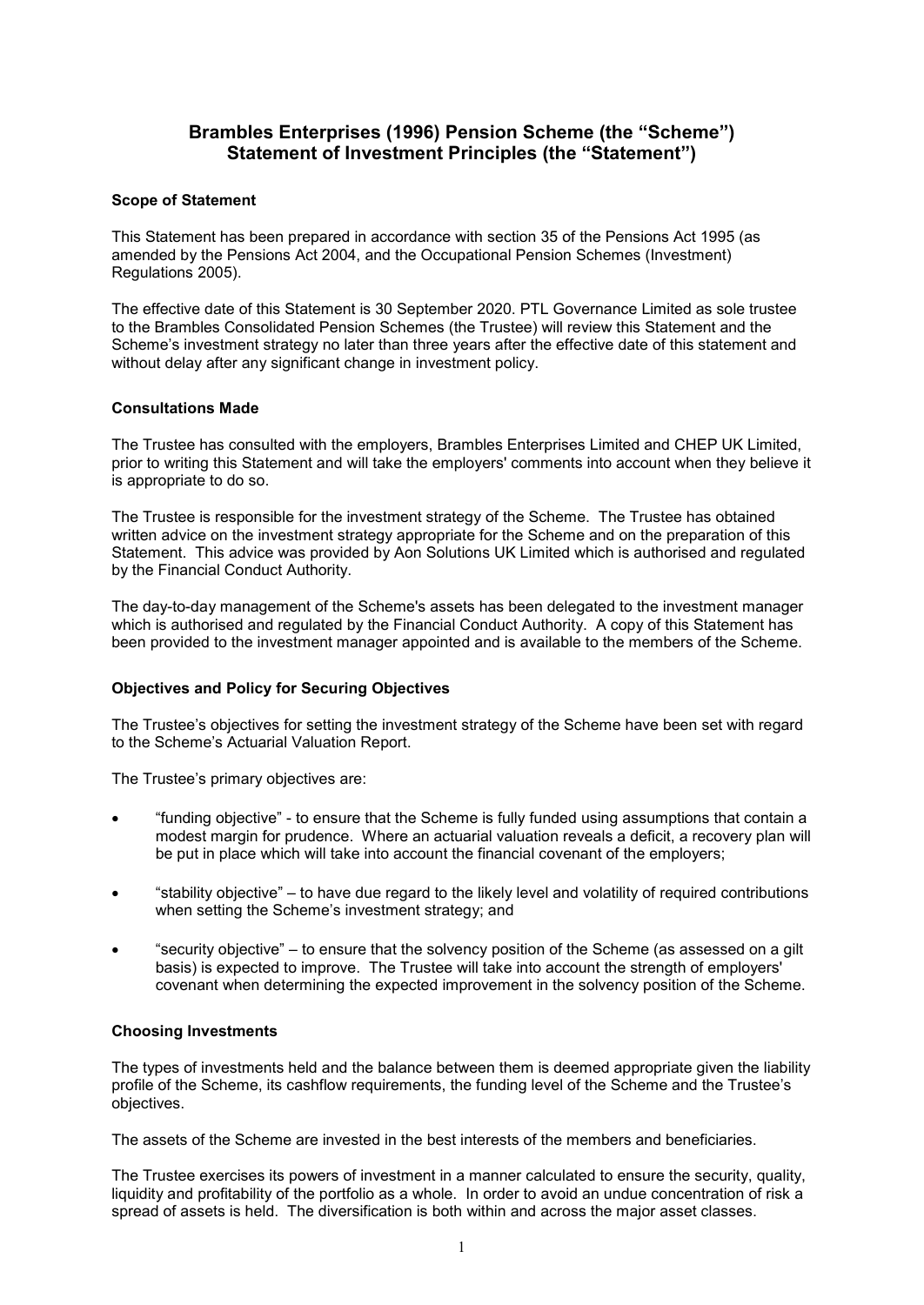# Brambles Enterprises (1996) Pension Scheme (the "Scheme")
# Statement of Investment Principles (the "Statement")

### Scope of Statement

This Statement has been prepared in accordance with section 35 of the Pensions Act 1995 (as amended by the Pensions Act 2004, and the Occupational Pension Schemes (Investment) Regulations 2005).

The effective date of this Statement is 30 September 2020. PTL Governance Limited as sole trustee to the Brambles Consolidated Pension Schemes (the Trustee) will review this Statement and the Scheme's investment strategy no later than three years after the effective date of this statement and without delay after any significant change in investment policy.

### Consultations Made

The Trustee has consulted with the employers, Brambles Enterprises Limited and CHEP UK Limited, prior to writing this Statement and will take the employers' comments into account when they believe it is appropriate to do so.

The Trustee is responsible for the investment strategy of the Scheme. The Trustee has obtained written advice on the investment strategy appropriate for the Scheme and on the preparation of this Statement. This advice was provided by Aon Solutions UK Limited which is authorised and regulated by the Financial Conduct Authority.

The day-to-day management of the Scheme's assets has been delegated to the investment manager which is authorised and regulated by the Financial Conduct Authority. A copy of this Statement has been provided to the investment manager appointed and is available to the members of the Scheme.

### Objectives and Policy for Securing Objectives

The Trustee's objectives for setting the investment strategy of the Scheme have been set with regard to the Scheme's Actuarial Valuation Report.

The Trustee's primary objectives are:

- "funding objective" - to ensure that the Scheme is fully funded using assumptions that contain a modest margin for prudence. Where an actuarial valuation reveals a deficit, a recovery plan will be put in place which will take into account the financial covenant of the employers;
- "stability objective" – to have due regard to the likely level and volatility of required contributions when setting the Scheme's investment strategy; and
- "security objective" – to ensure that the solvency position of the Scheme (as assessed on a gilt basis) is expected to improve. The Trustee will take into account the strength of employers' covenant when determining the expected improvement in the solvency position of the Scheme.

### Choosing Investments

The types of investments held and the balance between them is deemed appropriate given the liability profile of the Scheme, its cashflow requirements, the funding level of the Scheme and the Trustee's objectives.

The assets of the Scheme are invested in the best interests of the members and beneficiaries.

The Trustee exercises its powers of investment in a manner calculated to ensure the security, quality, liquidity and profitability of the portfolio as a whole. In order to avoid an undue concentration of risk a spread of assets is held. The diversification is both within and across the major asset classes.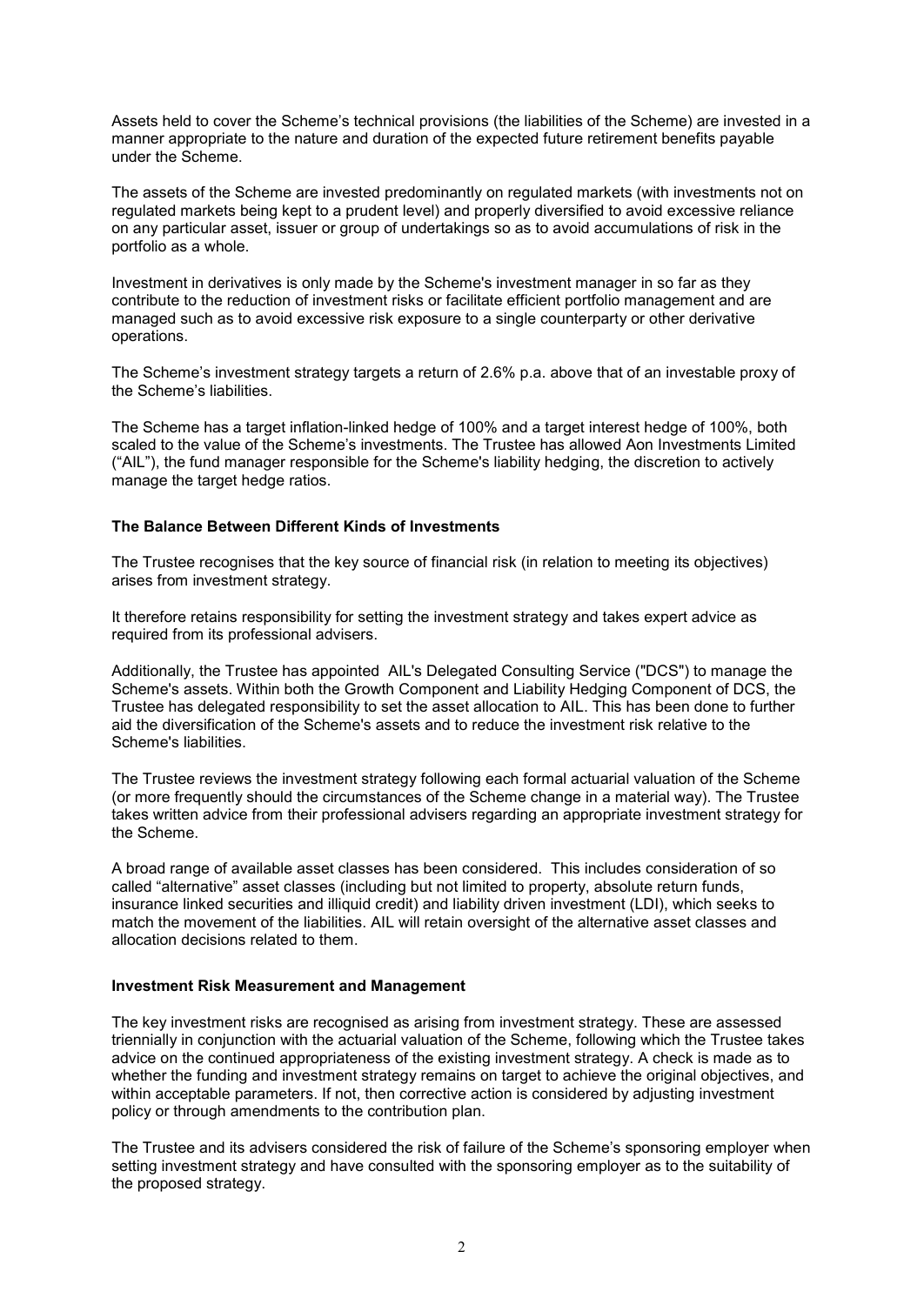Assets held to cover the Scheme's technical provisions (the liabilities of the Scheme) are invested in a manner appropriate to the nature and duration of the expected future retirement benefits payable under the Scheme.

The assets of the Scheme are invested predominantly on regulated markets (with investments not on regulated markets being kept to a prudent level) and properly diversified to avoid excessive reliance on any particular asset, issuer or group of undertakings so as to avoid accumulations of risk in the portfolio as a whole.

Investment in derivatives is only made by the Scheme's investment manager in so far as they contribute to the reduction of investment risks or facilitate efficient portfolio management and are managed such as to avoid excessive risk exposure to a single counterparty or other derivative operations.

The Scheme's investment strategy targets a return of 2.6% p.a. above that of an investable proxy of the Scheme's liabilities.

The Scheme has a target inflation-linked hedge of 100% and a target interest hedge of 100%, both scaled to the value of the Scheme's investments. The Trustee has allowed Aon Investments Limited ("AIL"), the fund manager responsible for the Scheme's liability hedging, the discretion to actively manage the target hedge ratios.

**The Balance Between Different Kinds of Investments**

The Trustee recognises that the key source of financial risk (in relation to meeting its objectives) arises from investment strategy.

It therefore retains responsibility for setting the investment strategy and takes expert advice as required from its professional advisers.

Additionally, the Trustee has appointed AIL's Delegated Consulting Service ("DCS") to manage the Scheme's assets. Within both the Growth Component and Liability Hedging Component of DCS, the Trustee has delegated responsibility to set the asset allocation to AIL. This has been done to further aid the diversification of the Scheme's assets and to reduce the investment risk relative to the Scheme's liabilities.

The Trustee reviews the investment strategy following each formal actuarial valuation of the Scheme (or more frequently should the circumstances of the Scheme change in a material way). The Trustee takes written advice from their professional advisers regarding an appropriate investment strategy for the Scheme.

A broad range of available asset classes has been considered. This includes consideration of so called "alternative" asset classes (including but not limited to property, absolute return funds, insurance linked securities and illiquid credit) and liability driven investment (LDI), which seeks to match the movement of the liabilities. AIL will retain oversight of the alternative asset classes and allocation decisions related to them.

**Investment Risk Measurement and Management**

The key investment risks are recognised as arising from investment strategy. These are assessed triennially in conjunction with the actuarial valuation of the Scheme, following which the Trustee takes advice on the continued appropriateness of the existing investment strategy. A check is made as to whether the funding and investment strategy remains on target to achieve the original objectives, and within acceptable parameters. If not, then corrective action is considered by adjusting investment policy or through amendments to the contribution plan.

The Trustee and its advisers considered the risk of failure of the Scheme's sponsoring employer when setting investment strategy and have consulted with the sponsoring employer as to the suitability of the proposed strategy.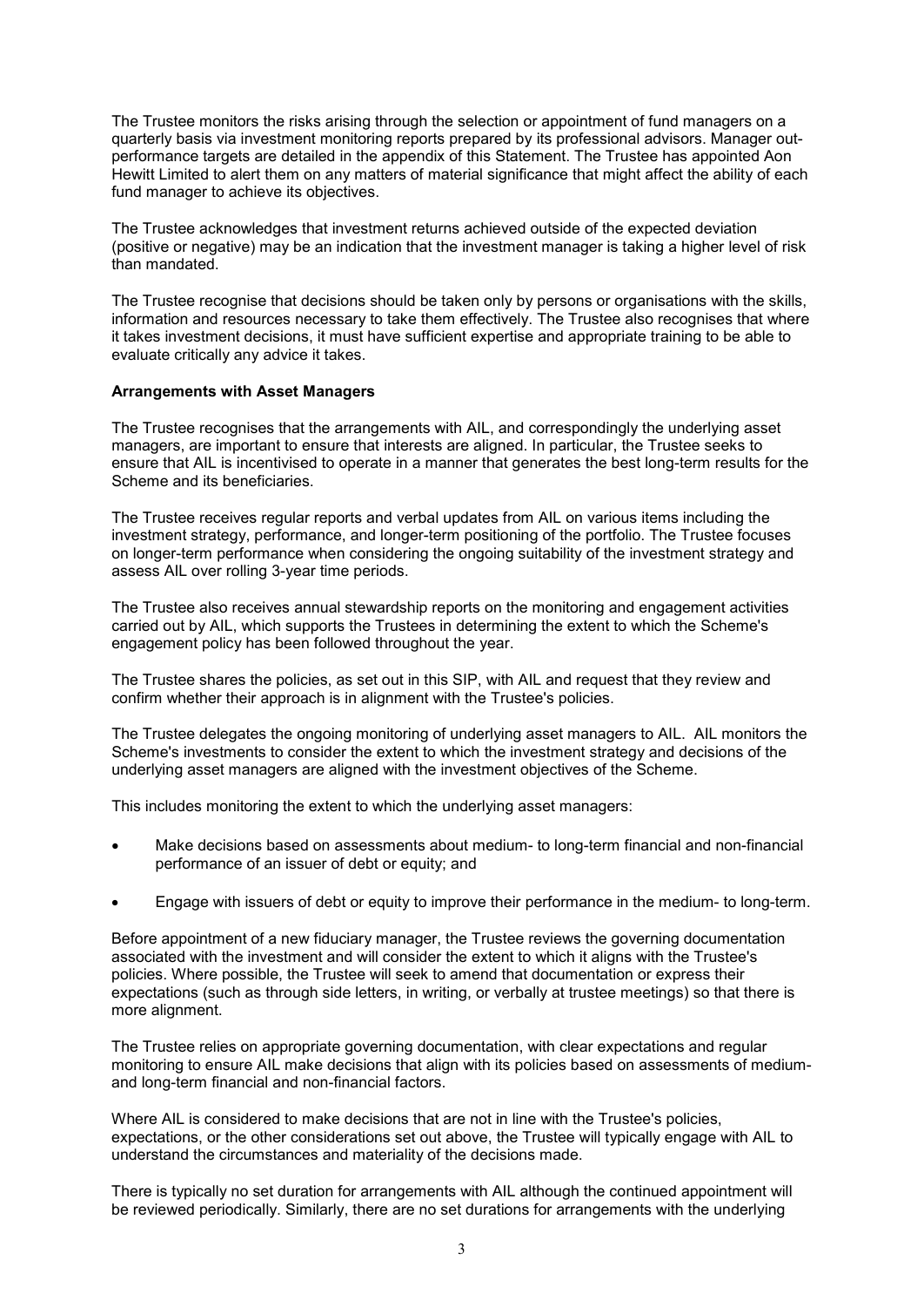The Trustee monitors the risks arising through the selection or appointment of fund managers on a quarterly basis via investment monitoring reports prepared by its professional advisors. Manager out-performance targets are detailed in the appendix of this Statement. The Trustee has appointed Aon Hewitt Limited to alert them on any matters of material significance that might affect the ability of each fund manager to achieve its objectives.

The Trustee acknowledges that investment returns achieved outside of the expected deviation (positive or negative) may be an indication that the investment manager is taking a higher level of risk than mandated.

The Trustee recognise that decisions should be taken only by persons or organisations with the skills, information and resources necessary to take them effectively. The Trustee also recognises that where it takes investment decisions, it must have sufficient expertise and appropriate training to be able to evaluate critically any advice it takes.

**Arrangements with Asset Managers**

The Trustee recognises that the arrangements with AIL, and correspondingly the underlying asset managers, are important to ensure that interests are aligned. In particular, the Trustee seeks to ensure that AIL is incentivised to operate in a manner that generates the best long-term results for the Scheme and its beneficiaries.

The Trustee receives regular reports and verbal updates from AIL on various items including the investment strategy, performance, and longer-term positioning of the portfolio. The Trustee focuses on longer-term performance when considering the ongoing suitability of the investment strategy and assess AIL over rolling 3-year time periods.

The Trustee also receives annual stewardship reports on the monitoring and engagement activities carried out by AIL, which supports the Trustees in determining the extent to which the Scheme's engagement policy has been followed throughout the year.

The Trustee shares the policies, as set out in this SIP, with AIL and request that they review and confirm whether their approach is in alignment with the Trustee's policies.

The Trustee delegates the ongoing monitoring of underlying asset managers to AIL. AIL monitors the Scheme's investments to consider the extent to which the investment strategy and decisions of the underlying asset managers are aligned with the investment objectives of the Scheme.

This includes monitoring the extent to which the underlying asset managers:

- Make decisions based on assessments about medium- to long-term financial and non-financial performance of an issuer of debt or equity; and
- Engage with issuers of debt or equity to improve their performance in the medium- to long-term.

Before appointment of a new fiduciary manager, the Trustee reviews the governing documentation associated with the investment and will consider the extent to which it aligns with the Trustee's policies. Where possible, the Trustee will seek to amend that documentation or express their expectations (such as through side letters, in writing, or verbally at trustee meetings) so that there is more alignment.

The Trustee relies on appropriate governing documentation, with clear expectations and regular monitoring to ensure AIL make decisions that align with its policies based on assessments of medium- and long-term financial and non-financial factors.

Where AIL is considered to make decisions that are not in line with the Trustee's policies, expectations, or the other considerations set out above, the Trustee will typically engage with AIL to understand the circumstances and materiality of the decisions made.

There is typically no set duration for arrangements with AIL although the continued appointment will be reviewed periodically. Similarly, there are no set durations for arrangements with the underlying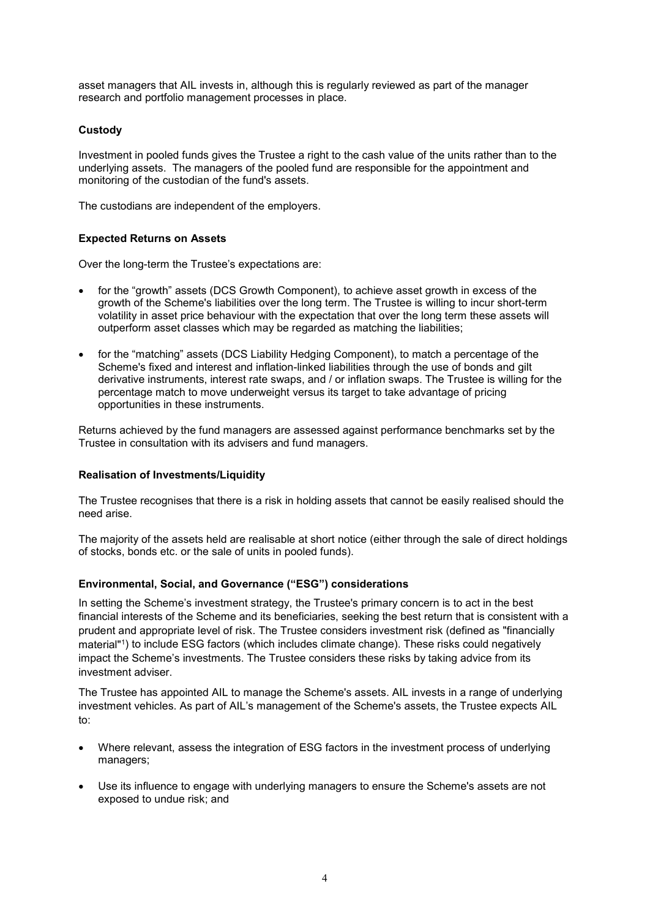asset managers that AIL invests in, although this is regularly reviewed as part of the manager research and portfolio management processes in place.

**Custody**

Investment in pooled funds gives the Trustee a right to the cash value of the units rather than to the underlying assets. The managers of the pooled fund are responsible for the appointment and monitoring of the custodian of the fund's assets.

The custodians are independent of the employers.

**Expected Returns on Assets**

Over the long-term the Trustee's expectations are:

- for the "growth" assets (DCS Growth Component), to achieve asset growth in excess of the growth of the Scheme's liabilities over the long term. The Trustee is willing to incur short-term volatility in asset price behaviour with the expectation that over the long term these assets will outperform asset classes which may be regarded as matching the liabilities;
- for the "matching" assets (DCS Liability Hedging Component), to match a percentage of the Scheme's fixed and interest and inflation-linked liabilities through the use of bonds and gilt derivative instruments, interest rate swaps, and / or inflation swaps. The Trustee is willing for the percentage match to move underweight versus its target to take advantage of pricing opportunities in these instruments.

Returns achieved by the fund managers are assessed against performance benchmarks set by the Trustee in consultation with its advisers and fund managers.

**Realisation of Investments/Liquidity**

The Trustee recognises that there is a risk in holding assets that cannot be easily realised should the need arise.

The majority of the assets held are realisable at short notice (either through the sale of direct holdings of stocks, bonds etc. or the sale of units in pooled funds).

**Environmental, Social, and Governance ("ESG") considerations**

In setting the Scheme's investment strategy, the Trustee's primary concern is to act in the best financial interests of the Scheme and its beneficiaries, seeking the best return that is consistent with a prudent and appropriate level of risk. The Trustee considers investment risk (defined as "financially material"[1]) to include ESG factors (which includes climate change). These risks could negatively impact the Scheme's investments. The Trustee considers these risks by taking advice from its investment adviser.

The Trustee has appointed AIL to manage the Scheme's assets. AIL invests in a range of underlying investment vehicles. As part of AIL's management of the Scheme's assets, the Trustee expects AIL to:

- Where relevant, assess the integration of ESG factors in the investment process of underlying managers;
- Use its influence to engage with underlying managers to ensure the Scheme's assets are not exposed to undue risk; and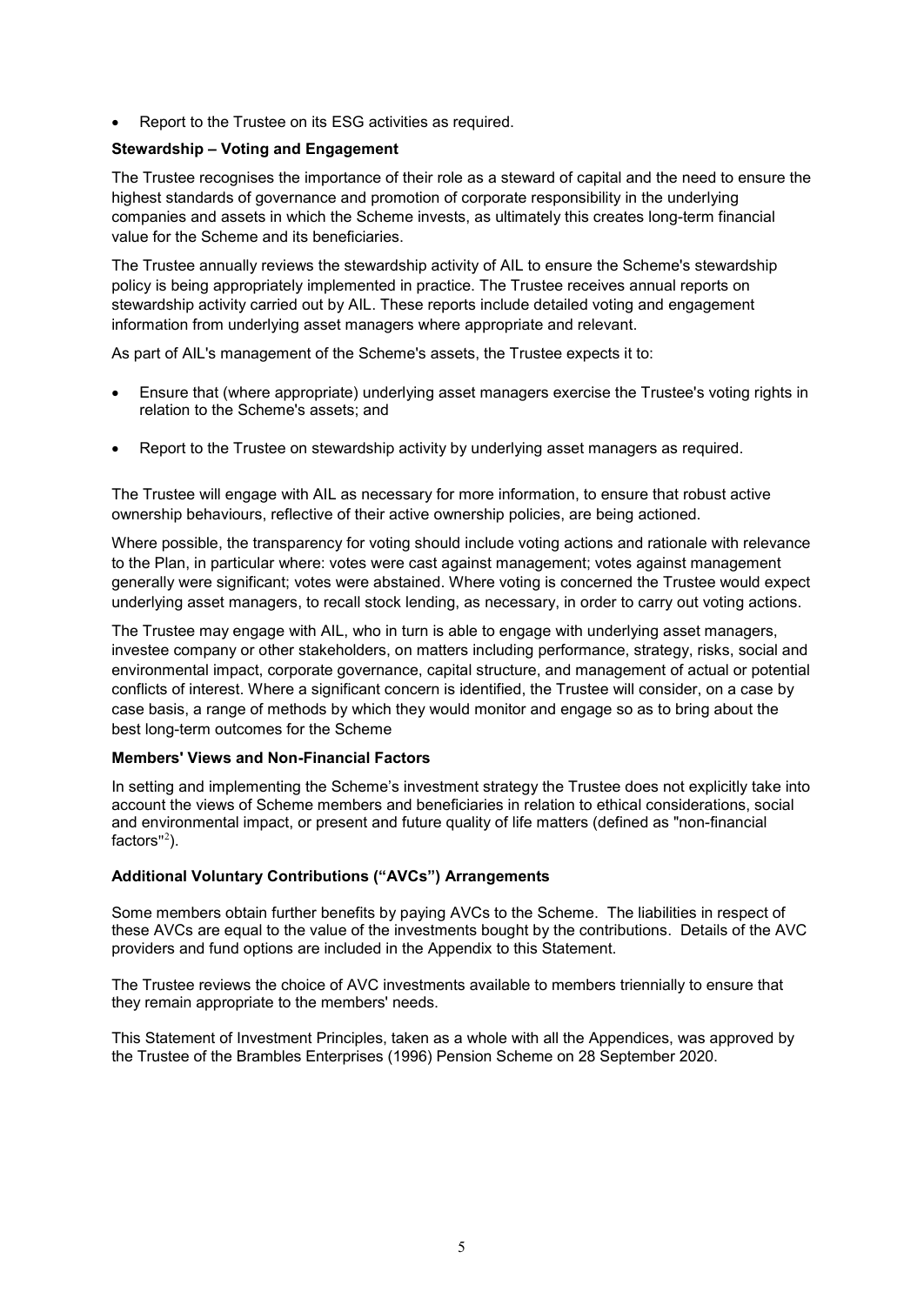- Report to the Trustee on its ESG activities as required.

**Stewardship – Voting and Engagement**

The Trustee recognises the importance of their role as a steward of capital and the need to ensure the highest standards of governance and promotion of corporate responsibility in the underlying companies and assets in which the Scheme invests, as ultimately this creates long-term financial value for the Scheme and its beneficiaries.

The Trustee annually reviews the stewardship activity of AIL to ensure the Scheme's stewardship policy is being appropriately implemented in practice. The Trustee receives annual reports on stewardship activity carried out by AIL. These reports include detailed voting and engagement information from underlying asset managers where appropriate and relevant.

As part of AIL's management of the Scheme's assets, the Trustee expects it to:

- Ensure that (where appropriate) underlying asset managers exercise the Trustee's voting rights in relation to the Scheme's assets; and
- Report to the Trustee on stewardship activity by underlying asset managers as required.

The Trustee will engage with AIL as necessary for more information, to ensure that robust active ownership behaviours, reflective of their active ownership policies, are being actioned.

Where possible, the transparency for voting should include voting actions and rationale with relevance to the Plan, in particular where: votes were cast against management; votes against management generally were significant; votes were abstained. Where voting is concerned the Trustee would expect underlying asset managers, to recall stock lending, as necessary, in order to carry out voting actions.

The Trustee may engage with AIL, who in turn is able to engage with underlying asset managers, investee company or other stakeholders, on matters including performance, strategy, risks, social and environmental impact, corporate governance, capital structure, and management of actual or potential conflicts of interest. Where a significant concern is identified, the Trustee will consider, on a case by case basis, a range of methods by which they would monitor and engage so as to bring about the best long-term outcomes for the Scheme

**Members' Views and Non-Financial Factors**

In setting and implementing the Scheme's investment strategy the Trustee does not explicitly take into account the views of Scheme members and beneficiaries in relation to ethical considerations, social and environmental impact, or present and future quality of life matters (defined as "non-financial factors"[2]).

**Additional Voluntary Contributions ("AVCs") Arrangements**

Some members obtain further benefits by paying AVCs to the Scheme. The liabilities in respect of these AVCs are equal to the value of the investments bought by the contributions. Details of the AVC providers and fund options are included in the Appendix to this Statement.

The Trustee reviews the choice of AVC investments available to members triennially to ensure that they remain appropriate to the members' needs.

This Statement of Investment Principles, taken as a whole with all the Appendices, was approved by the Trustee of the Brambles Enterprises (1996) Pension Scheme on 28 September 2020.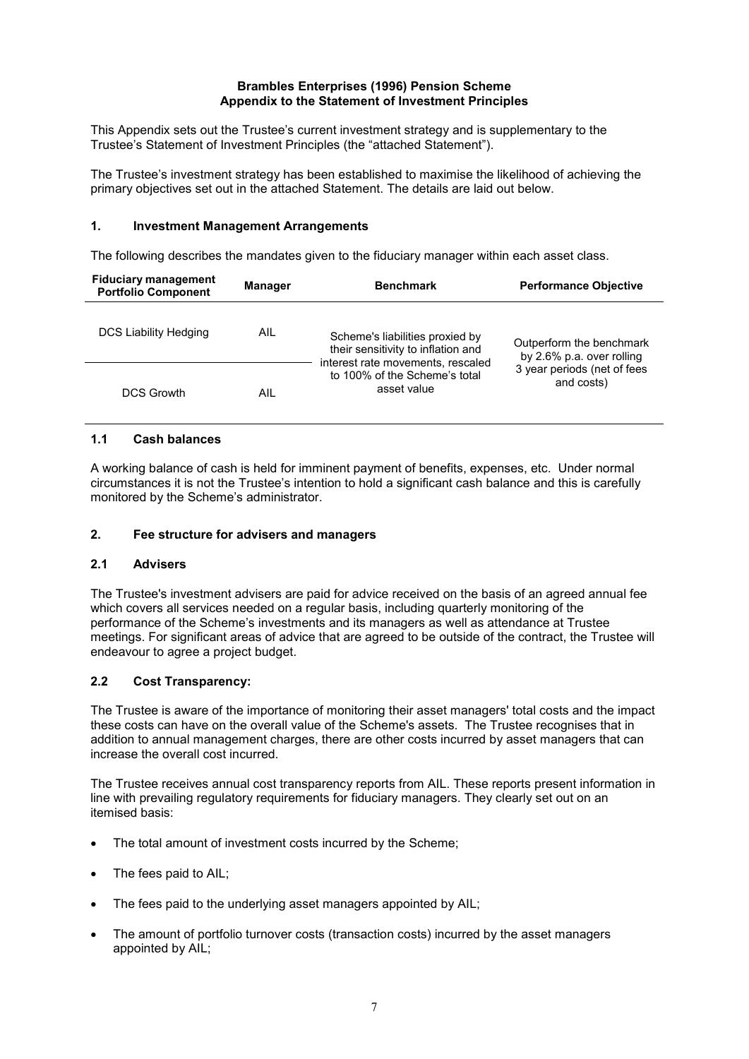**Brambles Enterprises (1996) Pension Scheme**
**Appendix to the Statement of Investment Principles**

This Appendix sets out the Trustee's current investment strategy and is supplementary to the Trustee's Statement of Investment Principles (the "attached Statement").

The Trustee's investment strategy has been established to maximise the likelihood of achieving the primary objectives set out in the attached Statement. The details are laid out below.

## 1. Investment Management Arrangements

The following describes the mandates given to the fiduciary manager within each asset class.

| Fiduciary management Portfolio Component | Manager | Benchmark | Performance Objective |
|---|---|---|---|
| DCS Liability Hedging | AIL | Scheme's liabilities proxied by their sensitivity to inflation and interest rate movements, rescaled to 100% of the Scheme's total asset value | Outperform the benchmark by 2.6% p.a. over rolling 3 year periods (net of fees and costs) |
| DCS Growth | AIL | | |

### 1.1 Cash balances

A working balance of cash is held for imminent payment of benefits, expenses, etc. Under normal circumstances it is not the Trustee's intention to hold a significant cash balance and this is carefully monitored by the Scheme's administrator.

## 2. Fee structure for advisers and managers

### 2.1 Advisers

The Trustee's investment advisers are paid for advice received on the basis of an agreed annual fee which covers all services needed on a regular basis, including quarterly monitoring of the performance of the Scheme's investments and its managers as well as attendance at Trustee meetings. For significant areas of advice that are agreed to be outside of the contract, the Trustee will endeavour to agree a project budget.

### 2.2 Cost Transparency:

The Trustee is aware of the importance of monitoring their asset managers' total costs and the impact these costs can have on the overall value of the Scheme's assets. The Trustee recognises that in addition to annual management charges, there are other costs incurred by asset managers that can increase the overall cost incurred.

The Trustee receives annual cost transparency reports from AIL. These reports present information in line with prevailing regulatory requirements for fiduciary managers. They clearly set out on an itemised basis:

- The total amount of investment costs incurred by the Scheme;
- The fees paid to AIL;
- The fees paid to the underlying asset managers appointed by AIL;
- The amount of portfolio turnover costs (transaction costs) incurred by the asset managers appointed by AIL;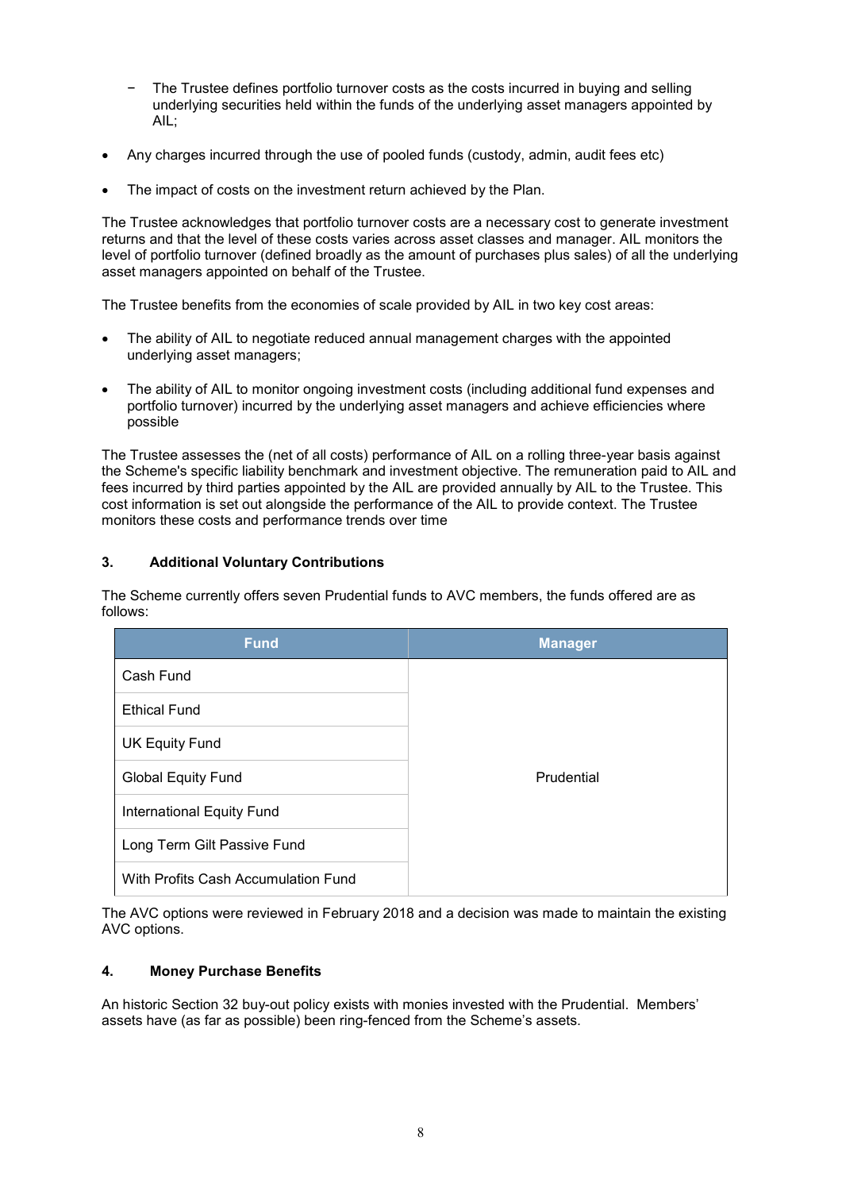- The Trustee defines portfolio turnover costs as the costs incurred in buying and selling underlying securities held within the funds of the underlying asset managers appointed by AIL;

- Any charges incurred through the use of pooled funds (custody, admin, audit fees etc)

- The impact of costs on the investment return achieved by the Plan.

The Trustee acknowledges that portfolio turnover costs are a necessary cost to generate investment returns and that the level of these costs varies across asset classes and manager. AIL monitors the level of portfolio turnover (defined broadly as the amount of purchases plus sales) of all the underlying asset managers appointed on behalf of the Trustee.

The Trustee benefits from the economies of scale provided by AIL in two key cost areas:

- The ability of AIL to negotiate reduced annual management charges with the appointed underlying asset managers;

- The ability of AIL to monitor ongoing investment costs (including additional fund expenses and portfolio turnover) incurred by the underlying asset managers and achieve efficiencies where possible

The Trustee assesses the (net of all costs) performance of AIL on a rolling three-year basis against the Scheme's specific liability benchmark and investment objective. The remuneration paid to AIL and fees incurred by third parties appointed by the AIL are provided annually by AIL to the Trustee. This cost information is set out alongside the performance of the AIL to provide context. The Trustee monitors these costs and performance trends over time

## 3. Additional Voluntary Contributions

The Scheme currently offers seven Prudential funds to AVC members, the funds offered are as follows:

| Fund | Manager |
|---|---|
| Cash Fund | Prudential |
| Ethical Fund | |
| UK Equity Fund | |
| Global Equity Fund | |
| International Equity Fund | |
| Long Term Gilt Passive Fund | |
| With Profits Cash Accumulation Fund | |

The AVC options were reviewed in February 2018 and a decision was made to maintain the existing AVC options.

## 4. Money Purchase Benefits

An historic Section 32 buy-out policy exists with monies invested with the Prudential. Members' assets have (as far as possible) been ring-fenced from the Scheme's assets.